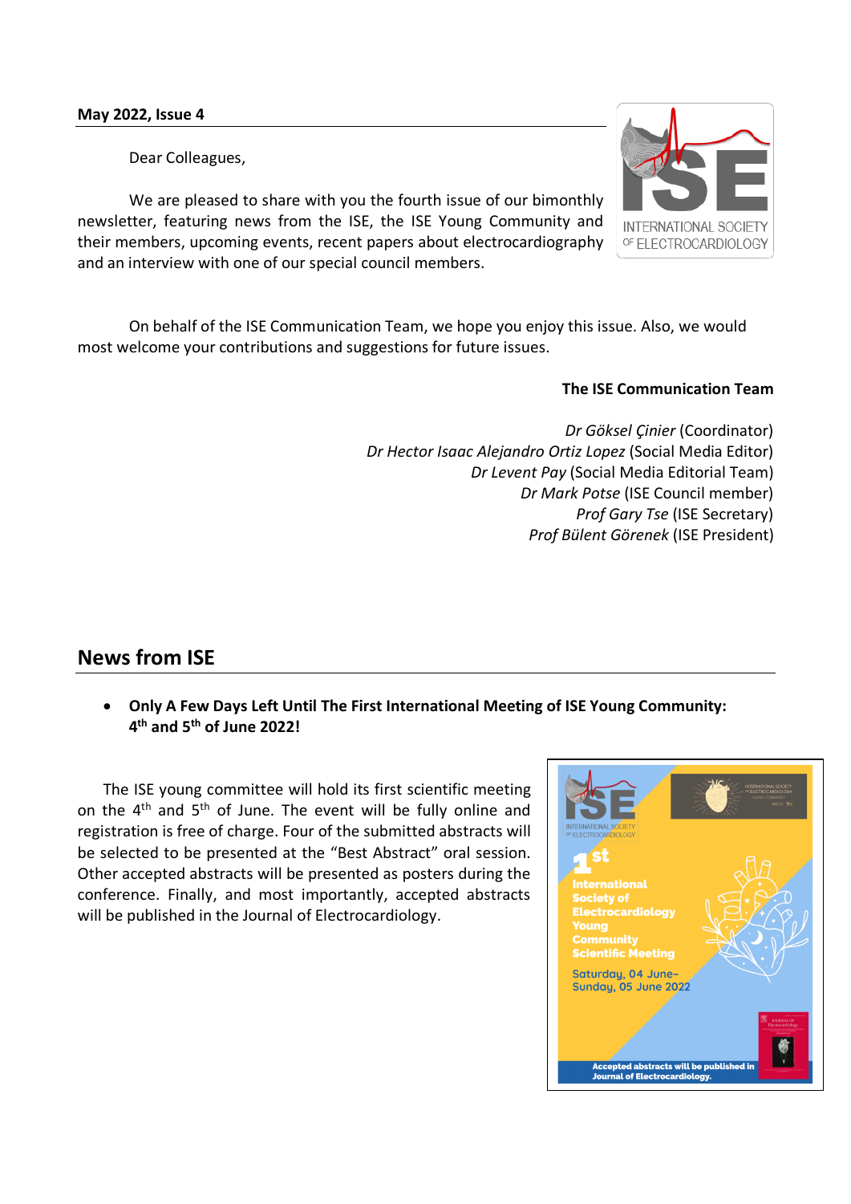**May 2022, Issue 4**

Dear Colleagues,

We are pleased to share with you the fourth issue of our bimonthly newsletter, featuring news from the ISE, the ISE Young Community and their members, upcoming events, recent papers about electrocardiography and an interview with one of our special council members.

On behalf of the ISE Communication Team, we hope you enjoy this issue. Also, we would most welcome your contributions and suggestions for future issues.

**The ISE Communication Team**

*Dr Göksel Çinier* (Coordinator)
*Dr Hector Isaac Alejandro Ortiz Lopez* (Social Media Editor)
*Dr Levent Pay* (Social Media Editorial Team)
*Dr Mark Potse* (ISE Council member)
*Prof Gary Tse* (ISE Secretary)
*Prof Bülent Görenek* (ISE President)

## News from ISE

- **Only A Few Days Left Until The First International Meeting of ISE Young Community: 4th and 5th of June 2022!**

The ISE young committee will hold its first scientific meeting on the 4th and 5th of June. The event will be fully online and registration is free of charge. Four of the submitted abstracts will be selected to be presented at the "Best Abstract" oral session. Other accepted abstracts will be presented as posters during the conference. Finally, and most importantly, accepted abstracts will be published in the Journal of Electrocardiology.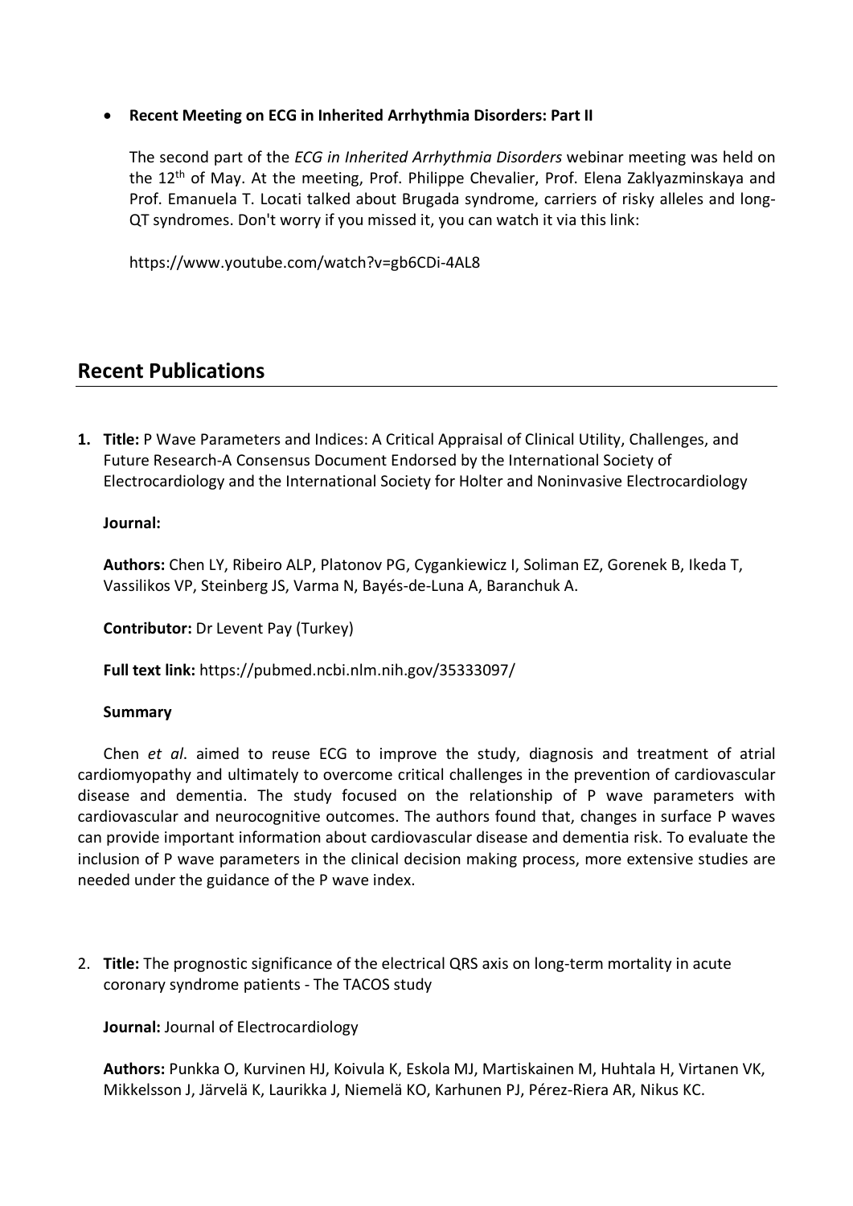- **Recent Meeting on ECG in Inherited Arrhythmia Disorders: Part II**

  The second part of the *ECG in Inherited Arrhythmia Disorders* webinar meeting was held on the 12th of May. At the meeting, Prof. Philippe Chevalier, Prof. Elena Zaklyazminskaya and Prof. Emanuela T. Locati talked about Brugada syndrome, carriers of risky alleles and long-QT syndromes. Don't worry if you missed it, you can watch it via this link:

  https://www.youtube.com/watch?v=gb6CDi-4AL8

## Recent Publications

1. **Title:** P Wave Parameters and Indices: A Critical Appraisal of Clinical Utility, Challenges, and Future Research-A Consensus Document Endorsed by the International Society of Electrocardiology and the International Society for Holter and Noninvasive Electrocardiology

   **Journal:**

   **Authors:** Chen LY, Ribeiro ALP, Platonov PG, Cygankiewicz I, Soliman EZ, Gorenek B, Ikeda T, Vassilikos VP, Steinberg JS, Varma N, Bayés-de-Luna A, Baranchuk A.

   **Contributor:** Dr Levent Pay (Turkey)

   **Full text link:** https://pubmed.ncbi.nlm.nih.gov/35333097/

   **Summary**

   Chen *et al*. aimed to reuse ECG to improve the study, diagnosis and treatment of atrial cardiomyopathy and ultimately to overcome critical challenges in the prevention of cardiovascular disease and dementia. The study focused on the relationship of P wave parameters with cardiovascular and neurocognitive outcomes. The authors found that, changes in surface P waves can provide important information about cardiovascular disease and dementia risk. To evaluate the inclusion of P wave parameters in the clinical decision making process, more extensive studies are needed under the guidance of the P wave index.

2. **Title:** The prognostic significance of the electrical QRS axis on long-term mortality in acute coronary syndrome patients - The TACOS study

   **Journal:** Journal of Electrocardiology

   **Authors:** Punkka O, Kurvinen HJ, Koivula K, Eskola MJ, Martiskainen M, Huhtala H, Virtanen VK, Mikkelsson J, Järvelä K, Laurikka J, Niemelä KO, Karhunen PJ, Pérez-Riera AR, Nikus KC.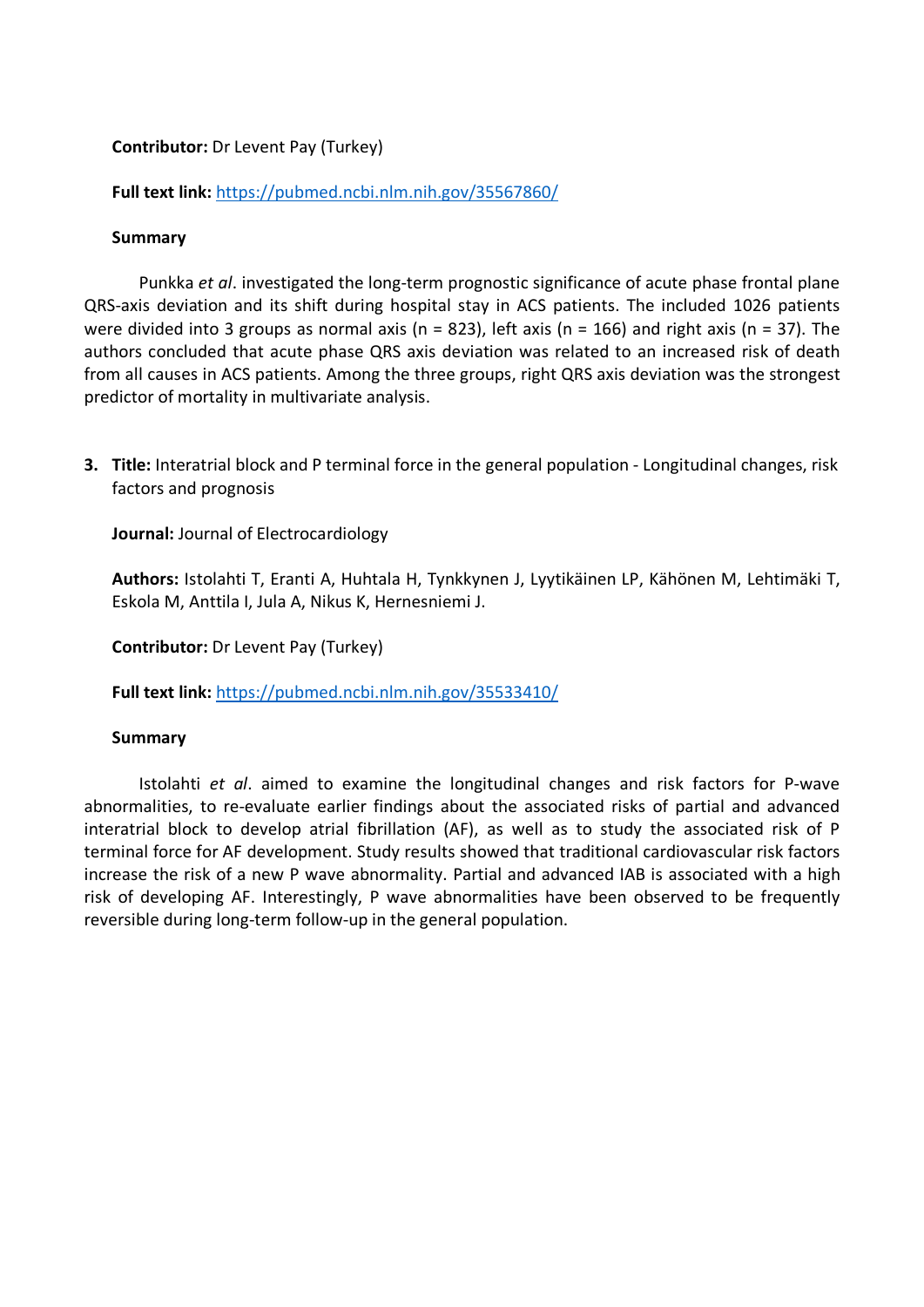**Contributor:** Dr Levent Pay (Turkey)

**Full text link:** https://pubmed.ncbi.nlm.nih.gov/35567860/

**Summary**

Punkka *et al*. investigated the long-term prognostic significance of acute phase frontal plane QRS-axis deviation and its shift during hospital stay in ACS patients. The included 1026 patients were divided into 3 groups as normal axis (n = 823), left axis (n = 166) and right axis (n = 37). The authors concluded that acute phase QRS axis deviation was related to an increased risk of death from all causes in ACS patients. Among the three groups, right QRS axis deviation was the strongest predictor of mortality in multivariate analysis.

3. **Title:** Interatrial block and P terminal force in the general population - Longitudinal changes, risk factors and prognosis

   **Journal:** Journal of Electrocardiology

   **Authors:** Istolahti T, Eranti A, Huhtala H, Tynkkynen J, Lyytikäinen LP, Kähönen M, Lehtimäki T, Eskola M, Anttila I, Jula A, Nikus K, Hernesniemi J.

   **Contributor:** Dr Levent Pay (Turkey)

   **Full text link:** https://pubmed.ncbi.nlm.nih.gov/35533410/

   **Summary**

Istolahti *et al*. aimed to examine the longitudinal changes and risk factors for P-wave abnormalities, to re-evaluate earlier findings about the associated risks of partial and advanced interatrial block to develop atrial fibrillation (AF), as well as to study the associated risk of P terminal force for AF development. Study results showed that traditional cardiovascular risk factors increase the risk of a new P wave abnormality. Partial and advanced IAB is associated with a high risk of developing AF. Interestingly, P wave abnormalities have been observed to be frequently reversible during long-term follow-up in the general population.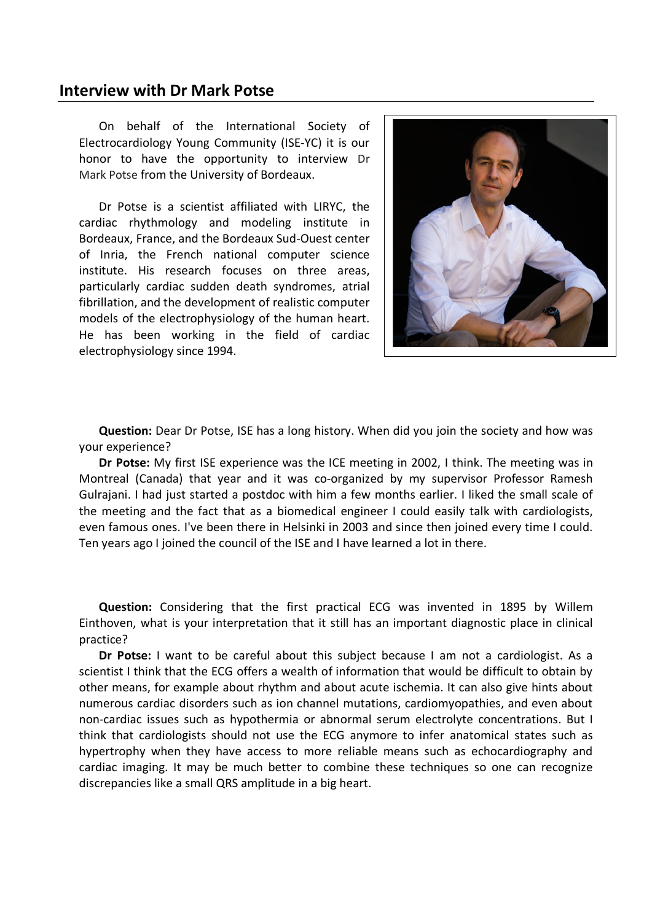## Interview with Dr Mark Potse

On behalf of the International Society of Electrocardiology Young Community (ISE-YC) it is our honor to have the opportunity to interview Dr Mark Potse from the University of Bordeaux.

Dr Potse is a scientist affiliated with LIRYC, the cardiac rhythmology and modeling institute in Bordeaux, France, and the Bordeaux Sud-Ouest center of Inria, the French national computer science institute. His research focuses on three areas, particularly cardiac sudden death syndromes, atrial fibrillation, and the development of realistic computer models of the electrophysiology of the human heart. He has been working in the field of cardiac electrophysiology since 1994.

**Question:** Dear Dr Potse, ISE has a long history. When did you join the society and how was your experience?

**Dr Potse:** My first ISE experience was the ICE meeting in 2002, I think. The meeting was in Montreal (Canada) that year and it was co-organized by my supervisor Professor Ramesh Gulrajani. I had just started a postdoc with him a few months earlier. I liked the small scale of the meeting and the fact that as a biomedical engineer I could easily talk with cardiologists, even famous ones. I've been there in Helsinki in 2003 and since then joined every time I could. Ten years ago I joined the council of the ISE and I have learned a lot in there.

**Question:** Considering that the first practical ECG was invented in 1895 by Willem Einthoven, what is your interpretation that it still has an important diagnostic place in clinical practice?

**Dr Potse:** I want to be careful about this subject because I am not a cardiologist. As a scientist I think that the ECG offers a wealth of information that would be difficult to obtain by other means, for example about rhythm and about acute ischemia. It can also give hints about numerous cardiac disorders such as ion channel mutations, cardiomyopathies, and even about non-cardiac issues such as hypothermia or abnormal serum electrolyte concentrations. But I think that cardiologists should not use the ECG anymore to infer anatomical states such as hypertrophy when they have access to more reliable means such as echocardiography and cardiac imaging. It may be much better to combine these techniques so one can recognize discrepancies like a small QRS amplitude in a big heart.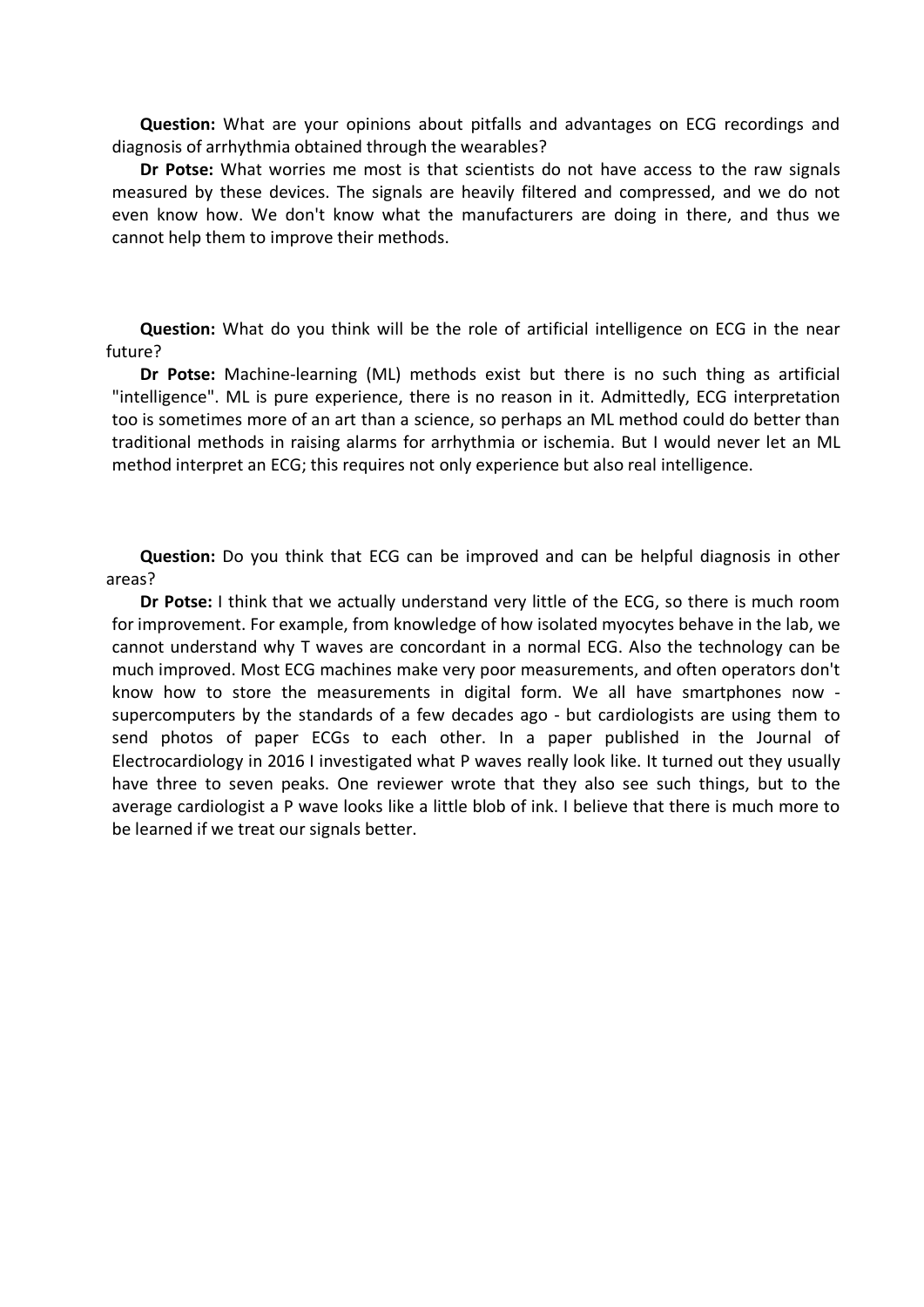**Question:** What are your opinions about pitfalls and advantages on ECG recordings and diagnosis of arrhythmia obtained through the wearables?

**Dr Potse:** What worries me most is that scientists do not have access to the raw signals measured by these devices. The signals are heavily filtered and compressed, and we do not even know how. We don't know what the manufacturers are doing in there, and thus we cannot help them to improve their methods.

**Question:** What do you think will be the role of artificial intelligence on ECG in the near future?

**Dr Potse:** Machine-learning (ML) methods exist but there is no such thing as artificial "intelligence". ML is pure experience, there is no reason in it. Admittedly, ECG interpretation too is sometimes more of an art than a science, so perhaps an ML method could do better than traditional methods in raising alarms for arrhythmia or ischemia. But I would never let an ML method interpret an ECG; this requires not only experience but also real intelligence.

**Question:** Do you think that ECG can be improved and can be helpful diagnosis in other areas?

**Dr Potse:** I think that we actually understand very little of the ECG, so there is much room for improvement. For example, from knowledge of how isolated myocytes behave in the lab, we cannot understand why T waves are concordant in a normal ECG. Also the technology can be much improved. Most ECG machines make very poor measurements, and often operators don't know how to store the measurements in digital form. We all have smartphones now - supercomputers by the standards of a few decades ago - but cardiologists are using them to send photos of paper ECGs to each other. In a paper published in the Journal of Electrocardiology in 2016 I investigated what P waves really look like. It turned out they usually have three to seven peaks. One reviewer wrote that they also see such things, but to the average cardiologist a P wave looks like a little blob of ink. I believe that there is much more to be learned if we treat our signals better.